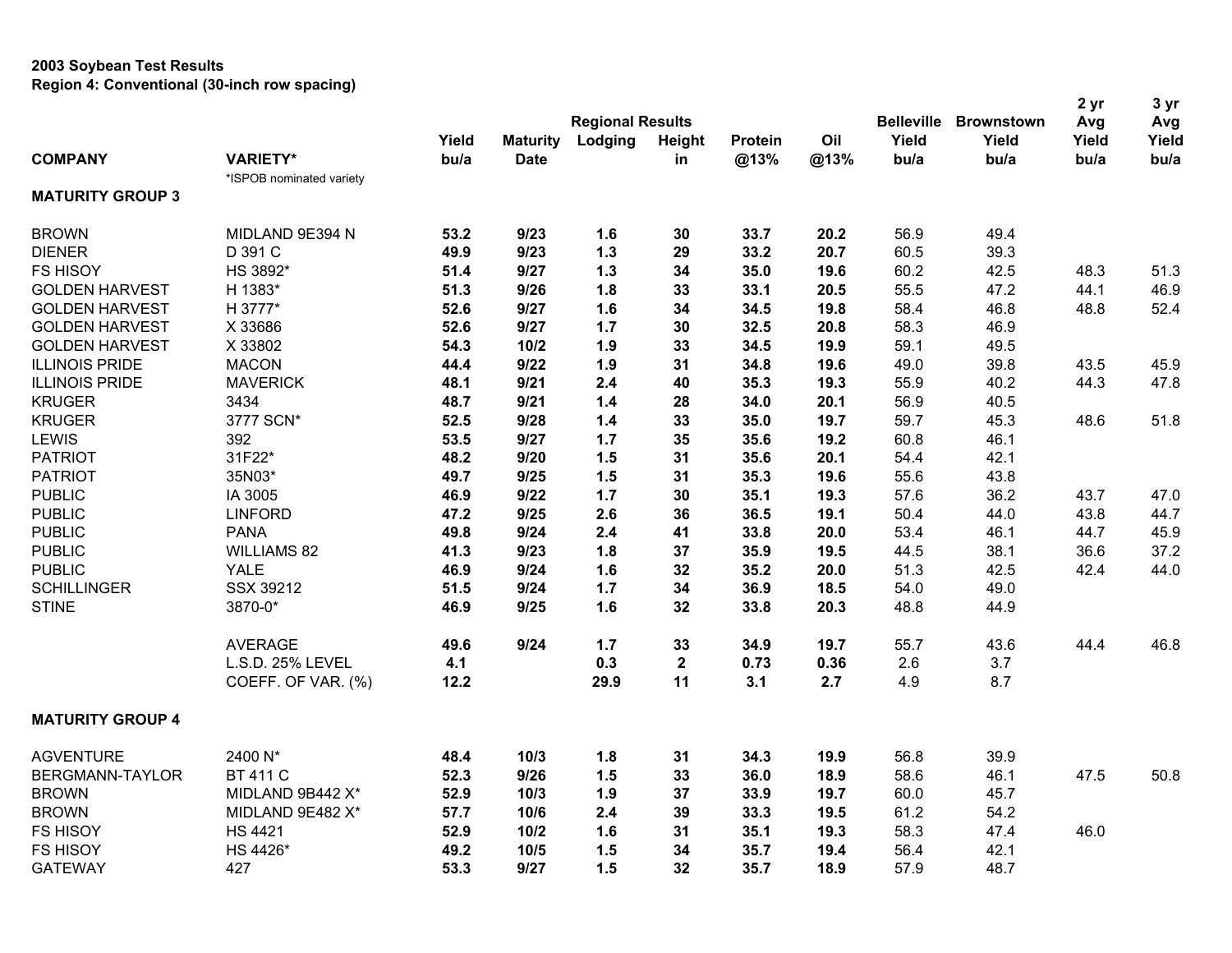**2003 Soybean Test Results**
**Region 4: Conventional (30-inch row spacing)**

| COMPANY | VARIETY* | Yield bu/a | Maturity Date | Regional Results Lodging | Height in | Protein @13% | Oil @13% | Belleville Yield bu/a | Brownstown Yield bu/a | 2 yr Avg Yield bu/a | 3 yr Avg Yield bu/a |
|---|---|---|---|---|---|---|---|---|---|---|---|
| | *ISPOB nominated variety | | | | | | | | | | |
| **MATURITY GROUP 3** | | | | | | | | | | | |
| BROWN | MIDLAND 9E394 N | **53.2** | **9/23** | **1.6** | **30** | **33.7** | **20.2** | 56.9 | 49.4 | | |
| DIENER | D 391 C | **49.9** | **9/23** | **1.3** | **29** | **33.2** | **20.7** | 60.5 | 39.3 | | |
| FS HISOY | HS 3892* | **51.4** | **9/27** | **1.3** | **34** | **35.0** | **19.6** | 60.2 | 42.5 | 48.3 | 51.3 |
| GOLDEN HARVEST | H 1383* | **51.3** | **9/26** | **1.8** | **33** | **33.1** | **20.5** | 55.5 | 47.2 | 44.1 | 46.9 |
| GOLDEN HARVEST | H 3777* | **52.6** | **9/27** | **1.6** | **34** | **34.5** | **19.8** | 58.4 | 46.8 | 48.8 | 52.4 |
| GOLDEN HARVEST | X 33686 | **52.6** | **9/27** | **1.7** | **30** | **32.5** | **20.8** | 58.3 | 46.9 | | |
| GOLDEN HARVEST | X 33802 | **54.3** | **10/2** | **1.9** | **33** | **34.5** | **19.9** | 59.1 | 49.5 | | |
| ILLINOIS PRIDE | MACON | **44.4** | **9/22** | **1.9** | **31** | **34.8** | **19.6** | 49.0 | 39.8 | 43.5 | 45.9 |
| ILLINOIS PRIDE | MAVERICK | **48.1** | **9/21** | **2.4** | **40** | **35.3** | **19.3** | 55.9 | 40.2 | 44.3 | 47.8 |
| KRUGER | 3434 | **48.7** | **9/21** | **1.4** | **28** | **34.0** | **20.1** | 56.9 | 40.5 | | |
| KRUGER | 3777 SCN* | **52.5** | **9/28** | **1.4** | **33** | **35.0** | **19.7** | 59.7 | 45.3 | 48.6 | 51.8 |
| LEWIS | 392 | **53.5** | **9/27** | **1.7** | **35** | **35.6** | **19.2** | 60.8 | 46.1 | | |
| PATRIOT | 31F22* | **48.2** | **9/20** | **1.5** | **31** | **35.6** | **20.1** | 54.4 | 42.1 | | |
| PATRIOT | 35N03* | **49.7** | **9/25** | **1.5** | **31** | **35.3** | **19.6** | 55.6 | 43.8 | | |
| PUBLIC | IA 3005 | **46.9** | **9/22** | **1.7** | **30** | **35.1** | **19.3** | 57.6 | 36.2 | 43.7 | 47.0 |
| PUBLIC | LINFORD | **47.2** | **9/25** | **2.6** | **36** | **36.5** | **19.1** | 50.4 | 44.0 | 43.8 | 44.7 |
| PUBLIC | PANA | **49.8** | **9/24** | **2.4** | **41** | **33.8** | **20.0** | 53.4 | 46.1 | 44.7 | 45.9 |
| PUBLIC | WILLIAMS 82 | **41.3** | **9/23** | **1.8** | **37** | **35.9** | **19.5** | 44.5 | 38.1 | 36.6 | 37.2 |
| PUBLIC | YALE | **46.9** | **9/24** | **1.6** | **32** | **35.2** | **20.0** | 51.3 | 42.5 | 42.4 | 44.0 |
| SCHILLINGER | SSX 39212 | **51.5** | **9/24** | **1.7** | **34** | **36.9** | **18.5** | 54.0 | 49.0 | | |
| STINE | 3870-0* | **46.9** | **9/25** | **1.6** | **32** | **33.8** | **20.3** | 48.8 | 44.9 | | |
| | AVERAGE | **49.6** | **9/24** | **1.7** | **33** | **34.9** | **19.7** | 55.7 | 43.6 | 44.4 | 46.8 |
| | L.S.D. 25% LEVEL | **4.1** | | **0.3** | **2** | **0.73** | **0.36** | 2.6 | 3.7 | | |
| | COEFF. OF VAR. (%) | **12.2** | | **29.9** | **11** | **3.1** | **2.7** | 4.9 | 8.7 | | |
| **MATURITY GROUP 4** | | | | | | | | | | | |
| AGVENTURE | 2400 N* | **48.4** | **10/3** | **1.8** | **31** | **34.3** | **19.9** | 56.8 | 39.9 | | |
| BERGMANN-TAYLOR | BT 411 C | **52.3** | **9/26** | **1.5** | **33** | **36.0** | **18.9** | 58.6 | 46.1 | 47.5 | 50.8 |
| BROWN | MIDLAND 9B442 X* | **52.9** | **10/3** | **1.9** | **37** | **33.9** | **19.7** | 60.0 | 45.7 | | |
| BROWN | MIDLAND 9E482 X* | **57.7** | **10/6** | **2.4** | **39** | **33.3** | **19.5** | 61.2 | 54.2 | | |
| FS HISOY | HS 4421 | **52.9** | **10/2** | **1.6** | **31** | **35.1** | **19.3** | 58.3 | 47.4 | 46.0 | |
| FS HISOY | HS 4426* | **49.2** | **10/5** | **1.5** | **34** | **35.7** | **19.4** | 56.4 | 42.1 | | |
| GATEWAY | 427 | **53.3** | **9/27** | **1.5** | **32** | **35.7** | **18.9** | 57.9 | 48.7 | | |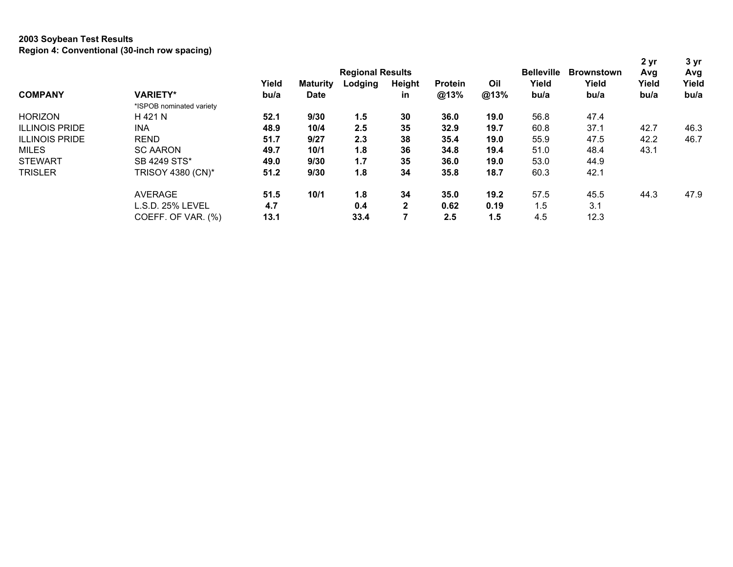**2003 Soybean Test Results**
**Region 4: Conventional (30-inch row spacing)**

| COMPANY | VARIETY* | Yield bu/a | Maturity Date | Regional Results Lodging | Height in | Protein @13% | Oil @13% | Belleville Yield bu/a | Brownstown Yield bu/a | 2 yr Avg Yield bu/a | 3 yr Avg Yield bu/a |
|---|---|---|---|---|---|---|---|---|---|---|---|
| | *ISPOB nominated variety | | | | | | | | | | |
| HORIZON | H 421 N | **52.1** | **9/30** | **1.5** | **30** | **36.0** | **19.0** | 56.8 | 47.4 | | |
| ILLINOIS PRIDE | INA | **48.9** | **10/4** | **2.5** | **35** | **32.9** | **19.7** | 60.8 | 37.1 | 42.7 | 46.3 |
| ILLINOIS PRIDE | REND | **51.7** | **9/27** | **2.3** | **38** | **35.4** | **19.0** | 55.9 | 47.5 | 42.2 | 46.7 |
| MILES | SC AARON | **49.7** | **10/1** | **1.8** | **36** | **34.8** | **19.4** | 51.0 | 48.4 | 43.1 | |
| STEWART | SB 4249 STS* | **49.0** | **9/30** | **1.7** | **35** | **36.0** | **19.0** | 53.0 | 44.9 | | |
| TRISLER | TRISOY 4380 (CN)* | **51.2** | **9/30** | **1.8** | **34** | **35.8** | **18.7** | 60.3 | 42.1 | | |
| | AVERAGE | **51.5** | **10/1** | **1.8** | **34** | **35.0** | **19.2** | 57.5 | 45.5 | 44.3 | 47.9 |
| | L.S.D. 25% LEVEL | **4.7** | | **0.4** | **2** | **0.62** | **0.19** | 1.5 | 3.1 | | |
| | COEFF. OF VAR. (%) | **13.1** | | **33.4** | **7** | **2.5** | **1.5** | 4.5 | 12.3 | | |